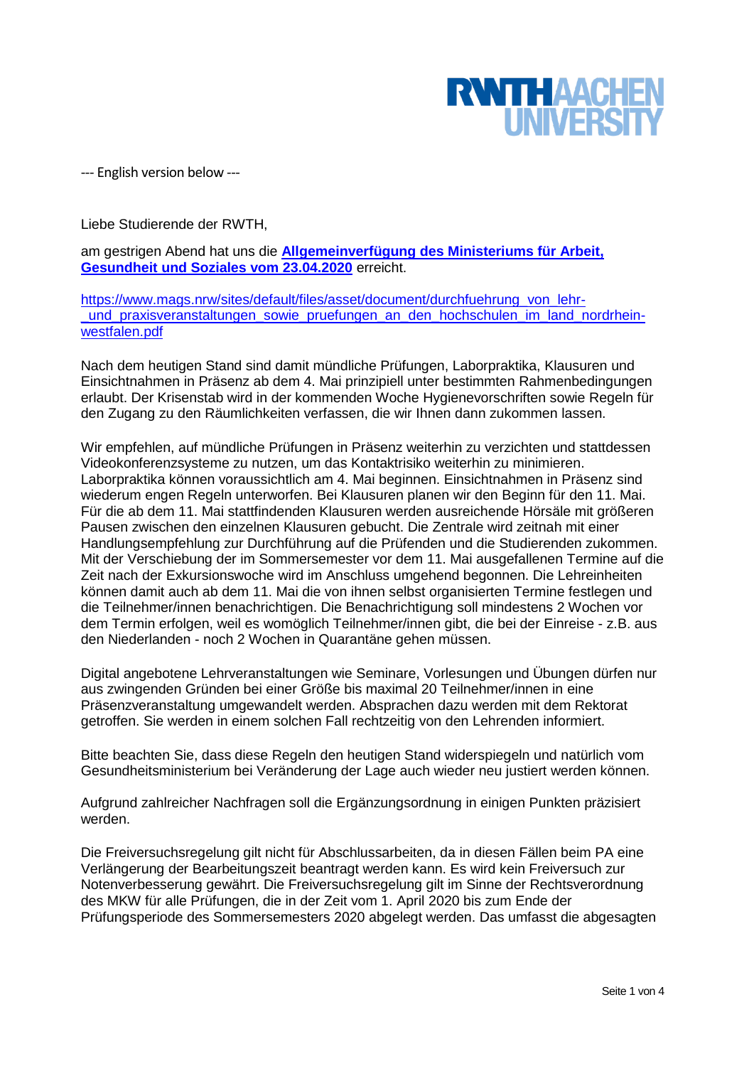--- English version below ---

Liebe Studierende der RWTH,

am gestrigen Abend hat uns die **Allgemeinverfügung des Ministeriums für Arbeit, Gesundheit und Soziales vom 23.04.2020** erreicht.

https://www.mags.nrw/sites/default/files/asset/document/durchfuehrung_von_lehr-_und_praxisveranstaltungen_sowie_pruefungen_an_den_hochschulen_im_land_nordrhein-westfalen.pdf

Nach dem heutigen Stand sind damit mündliche Prüfungen, Laborpraktika, Klausuren und Einsichtnahmen in Präsenz ab dem 4. Mai prinzipiell unter bestimmten Rahmenbedingungen erlaubt. Der Krisenstab wird in der kommenden Woche Hygienevorschriften sowie Regeln für den Zugang zu den Räumlichkeiten verfassen, die wir Ihnen dann zukommen lassen.

Wir empfehlen, auf mündliche Prüfungen in Präsenz weiterhin zu verzichten und stattdessen Videokonferenzsysteme zu nutzen, um das Kontaktrisiko weiterhin zu minimieren. Laborpraktika können voraussichtlich am 4. Mai beginnen. Einsichtnahmen in Präsenz sind wiederum engen Regeln unterworfen. Bei Klausuren planen wir den Beginn für den 11. Mai. Für die ab dem 11. Mai stattfindenden Klausuren werden ausreichende Hörsäle mit größeren Pausen zwischen den einzelnen Klausuren gebucht. Die Zentrale wird zeitnah mit einer Handlungsempfehlung zur Durchführung auf die Prüfenden und die Studierenden zukommen. Mit der Verschiebung der im Sommersemester vor dem 11. Mai ausgefallenen Termine auf die Zeit nach der Exkursionswoche wird im Anschluss umgehend begonnen. Die Lehreinheiten können damit auch ab dem 11. Mai die von ihnen selbst organisierten Termine festlegen und die Teilnehmer/innen benachrichtigen. Die Benachrichtigung soll mindestens 2 Wochen vor dem Termin erfolgen, weil es womöglich Teilnehmer/innen gibt, die bei der Einreise - z.B. aus den Niederlanden - noch 2 Wochen in Quarantäne gehen müssen.

Digital angebotene Lehrveranstaltungen wie Seminare, Vorlesungen und Übungen dürfen nur aus zwingenden Gründen bei einer Größe bis maximal 20 Teilnehmer/innen in eine Präsenzveranstaltung umgewandelt werden. Absprachen dazu werden mit dem Rektorat getroffen. Sie werden in einem solchen Fall rechtzeitig von den Lehrenden informiert.

Bitte beachten Sie, dass diese Regeln den heutigen Stand widerspiegeln und natürlich vom Gesundheitsministerium bei Veränderung der Lage auch wieder neu justiert werden können.

Aufgrund zahlreicher Nachfragen soll die Ergänzungsordnung in einigen Punkten präzisiert werden.

Die Freiversuchsregelung gilt nicht für Abschlussarbeiten, da in diesen Fällen beim PA eine Verlängerung der Bearbeitungszeit beantragt werden kann. Es wird kein Freiversuch zur Notenverbesserung gewährt. Die Freiversuchsregelung gilt im Sinne der Rechtsverordnung des MKW für alle Prüfungen, die in der Zeit vom 1. April 2020 bis zum Ende der Prüfungsperiode des Sommersemesters 2020 abgelegt werden. Das umfasst die abgesagten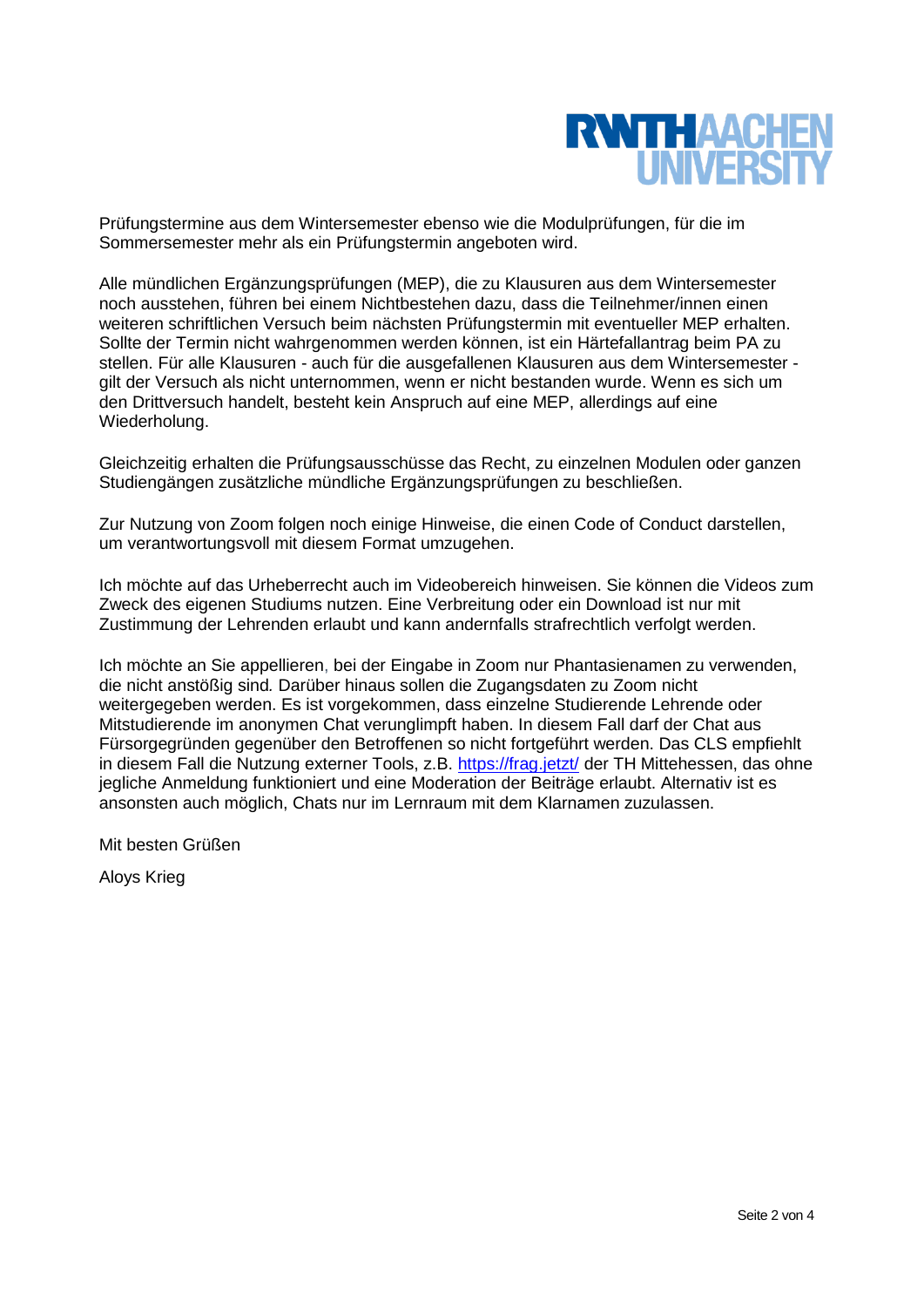Prüfungstermine aus dem Wintersemester ebenso wie die Modulprüfungen, für die im Sommersemester mehr als ein Prüfungstermin angeboten wird.

Alle mündlichen Ergänzungsprüfungen (MEP), die zu Klausuren aus dem Wintersemester noch ausstehen, führen bei einem Nichtbestehen dazu, dass die Teilnehmer/innen einen weiteren schriftlichen Versuch beim nächsten Prüfungstermin mit eventueller MEP erhalten. Sollte der Termin nicht wahrgenommen werden können, ist ein Härtefallantrag beim PA zu stellen. Für alle Klausuren - auch für die ausgefallenen Klausuren aus dem Wintersemester - gilt der Versuch als nicht unternommen, wenn er nicht bestanden wurde. Wenn es sich um den Drittversuch handelt, besteht kein Anspruch auf eine MEP, allerdings auf eine Wiederholung.

Gleichzeitig erhalten die Prüfungsausschüsse das Recht, zu einzelnen Modulen oder ganzen Studiengängen zusätzliche mündliche Ergänzungsprüfungen zu beschließen.

Zur Nutzung von Zoom folgen noch einige Hinweise, die einen Code of Conduct darstellen, um verantwortungsvoll mit diesem Format umzugehen.

Ich möchte auf das Urheberrecht auch im Videobereich hinweisen. Sie können die Videos zum Zweck des eigenen Studiums nutzen. Eine Verbreitung oder ein Download ist nur mit Zustimmung der Lehrenden erlaubt und kann andernfalls strafrechtlich verfolgt werden.

Ich möchte an Sie appellieren, bei der Eingabe in Zoom nur Phantasienamen zu verwenden, die nicht anstößig sind. Darüber hinaus sollen die Zugangsdaten zu Zoom nicht weitergegeben werden. Es ist vorgekommen, dass einzelne Studierende Lehrende oder Mitstudierende im anonymen Chat verunglimpft haben. In diesem Fall darf der Chat aus Fürsorgegründen gegenüber den Betroffenen so nicht fortgeführt werden. Das CLS empfiehlt in diesem Fall die Nutzung externer Tools, z.B. [https://frag.jetzt/](https://frag.jetzt/) der TH Mittehessen, das ohne jegliche Anmeldung funktioniert und eine Moderation der Beiträge erlaubt. Alternativ ist es ansonsten auch möglich, Chats nur im Lernraum mit dem Klarnamen zuzulassen.

Mit besten Grüßen

Aloys Krieg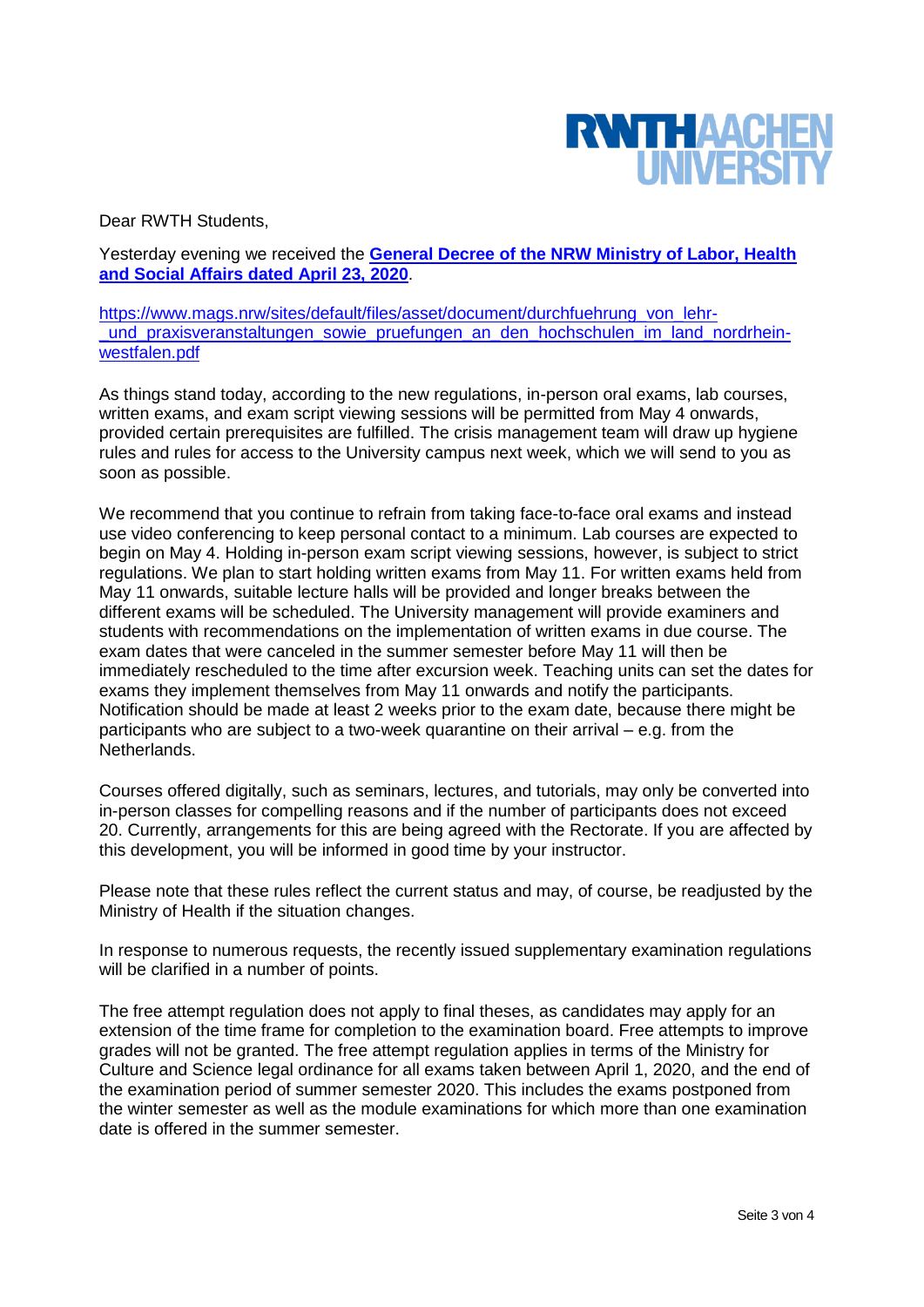Dear RWTH Students,

Yesterday evening we received the **[General Decree of the NRW Ministry of Labor, Health and Social Affairs dated April 23, 2020](https://www.mags.nrw/sites/default/files/asset/document/durchfuehrung_von_lehr-_und_praxisveranstaltungen_sowie_pruefungen_an_den_hochschulen_im_land_nordrhein-westfalen.pdf)**.

https://www.mags.nrw/sites/default/files/asset/document/durchfuehrung_von_lehr-_und_praxisveranstaltungen_sowie_pruefungen_an_den_hochschulen_im_land_nordrhein-westfalen.pdf

As things stand today, according to the new regulations, in-person oral exams, lab courses, written exams, and exam script viewing sessions will be permitted from May 4 onwards, provided certain prerequisites are fulfilled. The crisis management team will draw up hygiene rules and rules for access to the University campus next week, which we will send to you as soon as possible.

We recommend that you continue to refrain from taking face-to-face oral exams and instead use video conferencing to keep personal contact to a minimum. Lab courses are expected to begin on May 4. Holding in-person exam script viewing sessions, however, is subject to strict regulations. We plan to start holding written exams from May 11. For written exams held from May 11 onwards, suitable lecture halls will be provided and longer breaks between the different exams will be scheduled. The University management will provide examiners and students with recommendations on the implementation of written exams in due course. The exam dates that were canceled in the summer semester before May 11 will then be immediately rescheduled to the time after excursion week. Teaching units can set the dates for exams they implement themselves from May 11 onwards and notify the participants. Notification should be made at least 2 weeks prior to the exam date, because there might be participants who are subject to a two-week quarantine on their arrival – e.g. from the Netherlands.

Courses offered digitally, such as seminars, lectures, and tutorials, may only be converted into in-person classes for compelling reasons and if the number of participants does not exceed 20. Currently, arrangements for this are being agreed with the Rectorate. If you are affected by this development, you will be informed in good time by your instructor.

Please note that these rules reflect the current status and may, of course, be readjusted by the Ministry of Health if the situation changes.

In response to numerous requests, the recently issued supplementary examination regulations will be clarified in a number of points.

The free attempt regulation does not apply to final theses, as candidates may apply for an extension of the time frame for completion to the examination board. Free attempts to improve grades will not be granted. The free attempt regulation applies in terms of the Ministry for Culture and Science legal ordinance for all exams taken between April 1, 2020, and the end of the examination period of summer semester 2020. This includes the exams postponed from the winter semester as well as the module examinations for which more than one examination date is offered in the summer semester.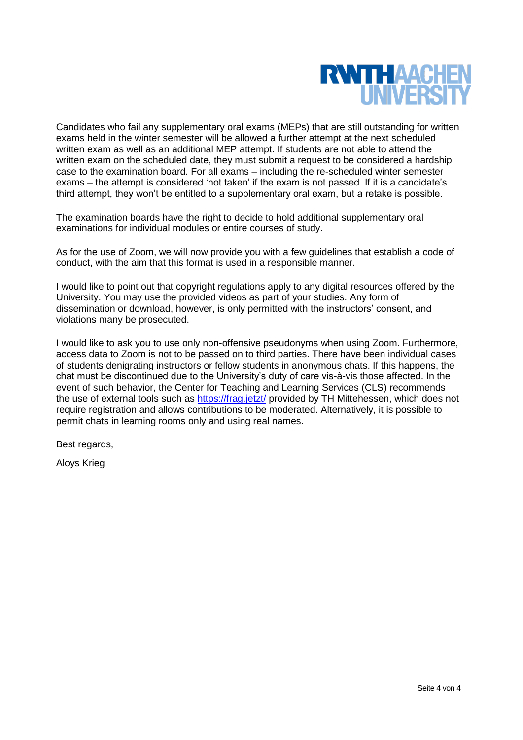Candidates who fail any supplementary oral exams (MEPs) that are still outstanding for written exams held in the winter semester will be allowed a further attempt at the next scheduled written exam as well as an additional MEP attempt. If students are not able to attend the written exam on the scheduled date, they must submit a request to be considered a hardship case to the examination board. For all exams – including the re-scheduled winter semester exams – the attempt is considered 'not taken' if the exam is not passed. If it is a candidate's third attempt, they won't be entitled to a supplementary oral exam, but a retake is possible.

The examination boards have the right to decide to hold additional supplementary oral examinations for individual modules or entire courses of study.

As for the use of Zoom, we will now provide you with a few guidelines that establish a code of conduct, with the aim that this format is used in a responsible manner.

I would like to point out that copyright regulations apply to any digital resources offered by the University. You may use the provided videos as part of your studies. Any form of dissemination or download, however, is only permitted with the instructors' consent, and violations many be prosecuted.

I would like to ask you to use only non-offensive pseudonyms when using Zoom. Furthermore, access data to Zoom is not to be passed on to third parties. There have been individual cases of students denigrating instructors or fellow students in anonymous chats. If this happens, the chat must be discontinued due to the University's duty of care vis-à-vis those affected. In the event of such behavior, the Center for Teaching and Learning Services (CLS) recommends the use of external tools such as [https://frag.jetzt/](https://frag.jetzt/) provided by TH Mittehessen, which does not require registration and allows contributions to be moderated. Alternatively, it is possible to permit chats in learning rooms only and using real names.

Best regards,

Aloys Krieg